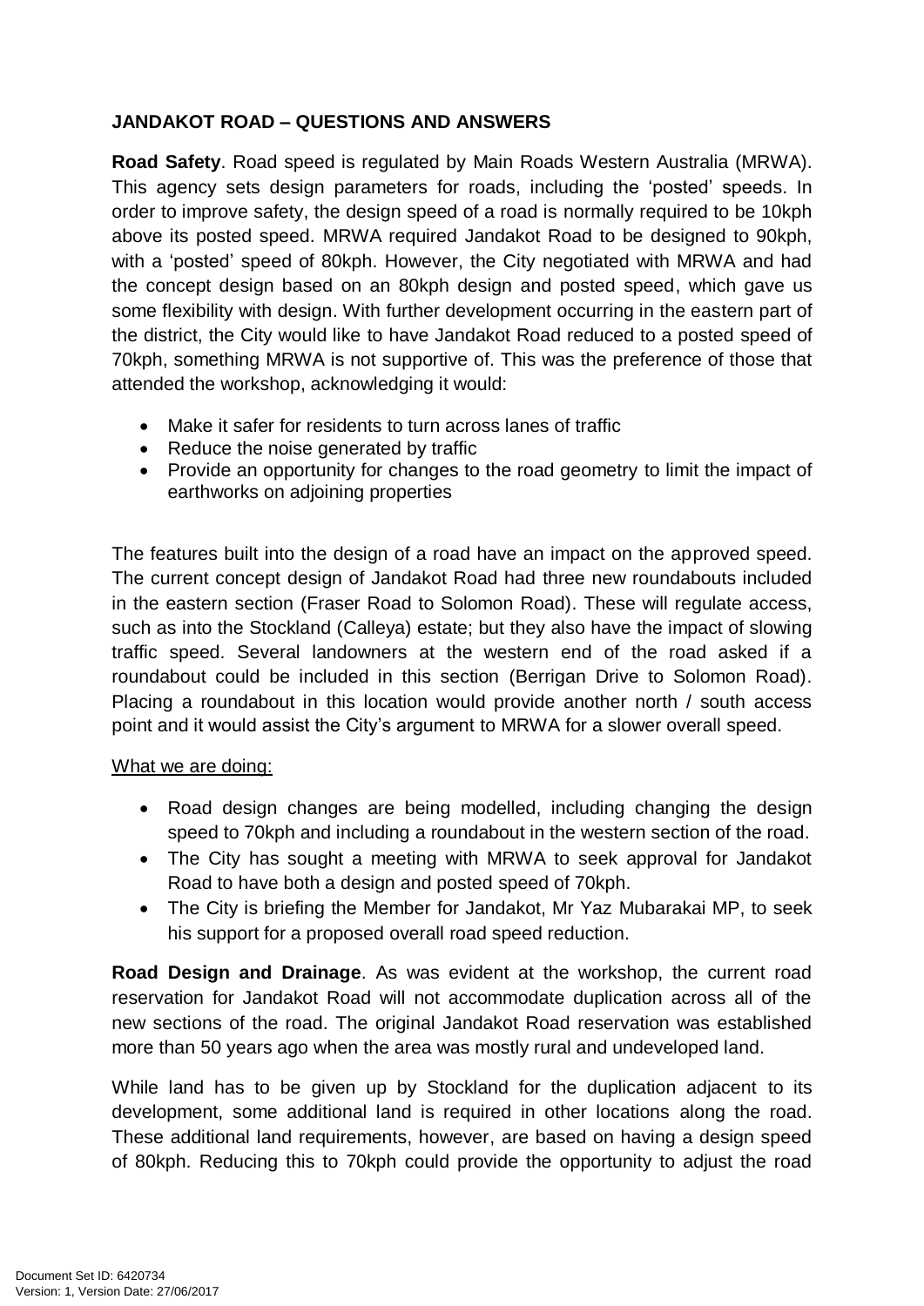**JANDAKOT ROAD – QUESTIONS AND ANSWERS**

**Road Safety**. Road speed is regulated by Main Roads Western Australia (MRWA). This agency sets design parameters for roads, including the 'posted' speeds. In order to improve safety, the design speed of a road is normally required to be 10kph above its posted speed. MRWA required Jandakot Road to be designed to 90kph, with a 'posted' speed of 80kph. However, the City negotiated with MRWA and had the concept design based on an 80kph design and posted speed, which gave us some flexibility with design. With further development occurring in the eastern part of the district, the City would like to have Jandakot Road reduced to a posted speed of 70kph, something MRWA is not supportive of. This was the preference of those that attended the workshop, acknowledging it would:

- Make it safer for residents to turn across lanes of traffic
- Reduce the noise generated by traffic
- Provide an opportunity for changes to the road geometry to limit the impact of earthworks on adjoining properties

The features built into the design of a road have an impact on the approved speed. The current concept design of Jandakot Road had three new roundabouts included in the eastern section (Fraser Road to Solomon Road). These will regulate access, such as into the Stockland (Calleya) estate; but they also have the impact of slowing traffic speed. Several landowners at the western end of the road asked if a roundabout could be included in this section (Berrigan Drive to Solomon Road). Placing a roundabout in this location would provide another north / south access point and it would assist the City's argument to MRWA for a slower overall speed.

What we are doing:

- Road design changes are being modelled, including changing the design speed to 70kph and including a roundabout in the western section of the road.
- The City has sought a meeting with MRWA to seek approval for Jandakot Road to have both a design and posted speed of 70kph.
- The City is briefing the Member for Jandakot, Mr Yaz Mubarakai MP, to seek his support for a proposed overall road speed reduction.

**Road Design and Drainage**. As was evident at the workshop, the current road reservation for Jandakot Road will not accommodate duplication across all of the new sections of the road. The original Jandakot Road reservation was established more than 50 years ago when the area was mostly rural and undeveloped land.

While land has to be given up by Stockland for the duplication adjacent to its development, some additional land is required in other locations along the road. These additional land requirements, however, are based on having a design speed of 80kph. Reducing this to 70kph could provide the opportunity to adjust the road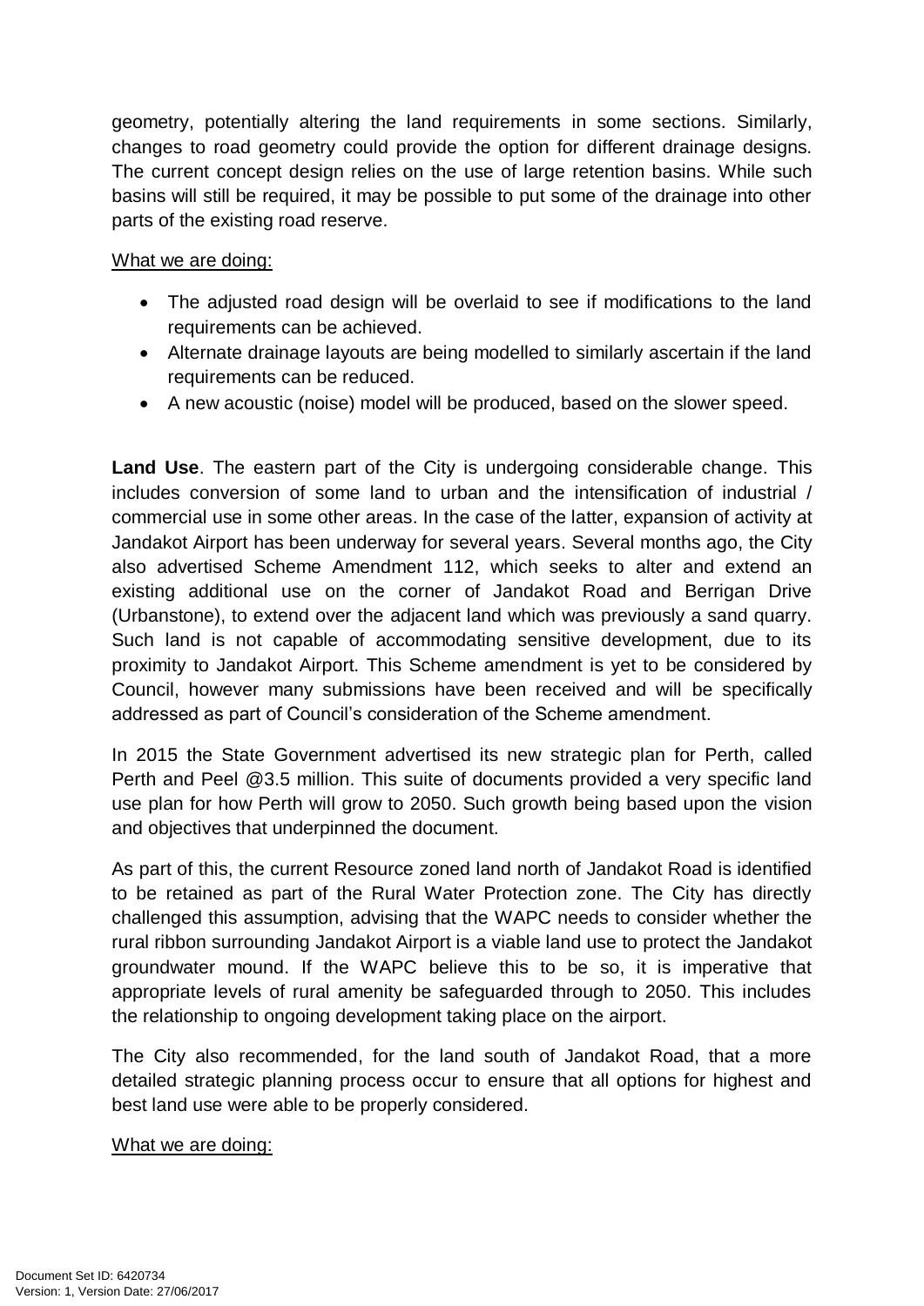geometry, potentially altering the land requirements in some sections. Similarly, changes to road geometry could provide the option for different drainage designs. The current concept design relies on the use of large retention basins. While such basins will still be required, it may be possible to put some of the drainage into other parts of the existing road reserve.

What we are doing:

- The adjusted road design will be overlaid to see if modifications to the land requirements can be achieved.
- Alternate drainage layouts are being modelled to similarly ascertain if the land requirements can be reduced.
- A new acoustic (noise) model will be produced, based on the slower speed.

**Land Use**. The eastern part of the City is undergoing considerable change. This includes conversion of some land to urban and the intensification of industrial / commercial use in some other areas. In the case of the latter, expansion of activity at Jandakot Airport has been underway for several years. Several months ago, the City also advertised Scheme Amendment 112, which seeks to alter and extend an existing additional use on the corner of Jandakot Road and Berrigan Drive (Urbanstone), to extend over the adjacent land which was previously a sand quarry. Such land is not capable of accommodating sensitive development, due to its proximity to Jandakot Airport. This Scheme amendment is yet to be considered by Council, however many submissions have been received and will be specifically addressed as part of Council's consideration of the Scheme amendment.

In 2015 the State Government advertised its new strategic plan for Perth, called Perth and Peel @3.5 million. This suite of documents provided a very specific land use plan for how Perth will grow to 2050. Such growth being based upon the vision and objectives that underpinned the document.

As part of this, the current Resource zoned land north of Jandakot Road is identified to be retained as part of the Rural Water Protection zone. The City has directly challenged this assumption, advising that the WAPC needs to consider whether the rural ribbon surrounding Jandakot Airport is a viable land use to protect the Jandakot groundwater mound. If the WAPC believe this to be so, it is imperative that appropriate levels of rural amenity be safeguarded through to 2050. This includes the relationship to ongoing development taking place on the airport.

The City also recommended, for the land south of Jandakot Road, that a more detailed strategic planning process occur to ensure that all options for highest and best land use were able to be properly considered.

What we are doing: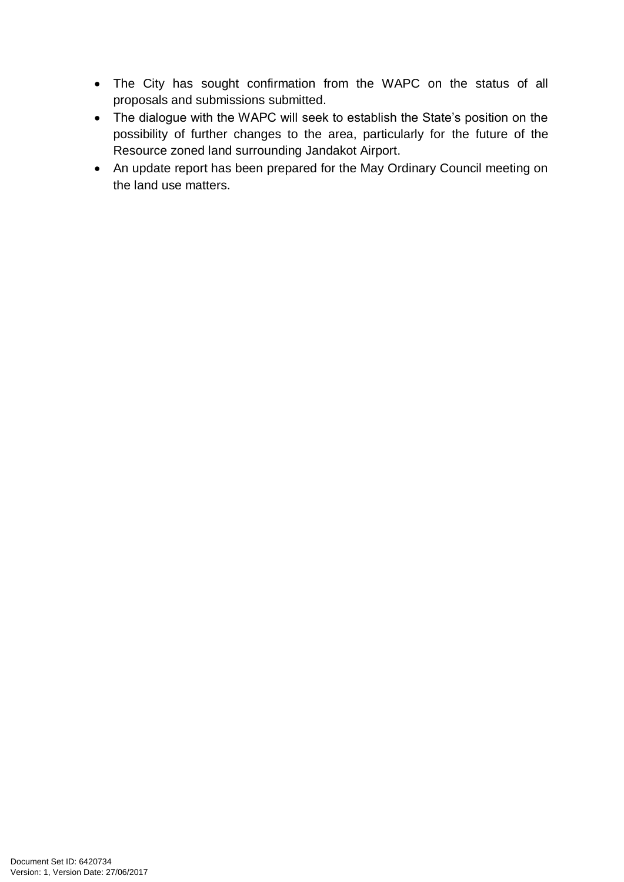- The City has sought confirmation from the WAPC on the status of all proposals and submissions submitted.
- The dialogue with the WAPC will seek to establish the State's position on the possibility of further changes to the area, particularly for the future of the Resource zoned land surrounding Jandakot Airport.
- An update report has been prepared for the May Ordinary Council meeting on the land use matters.